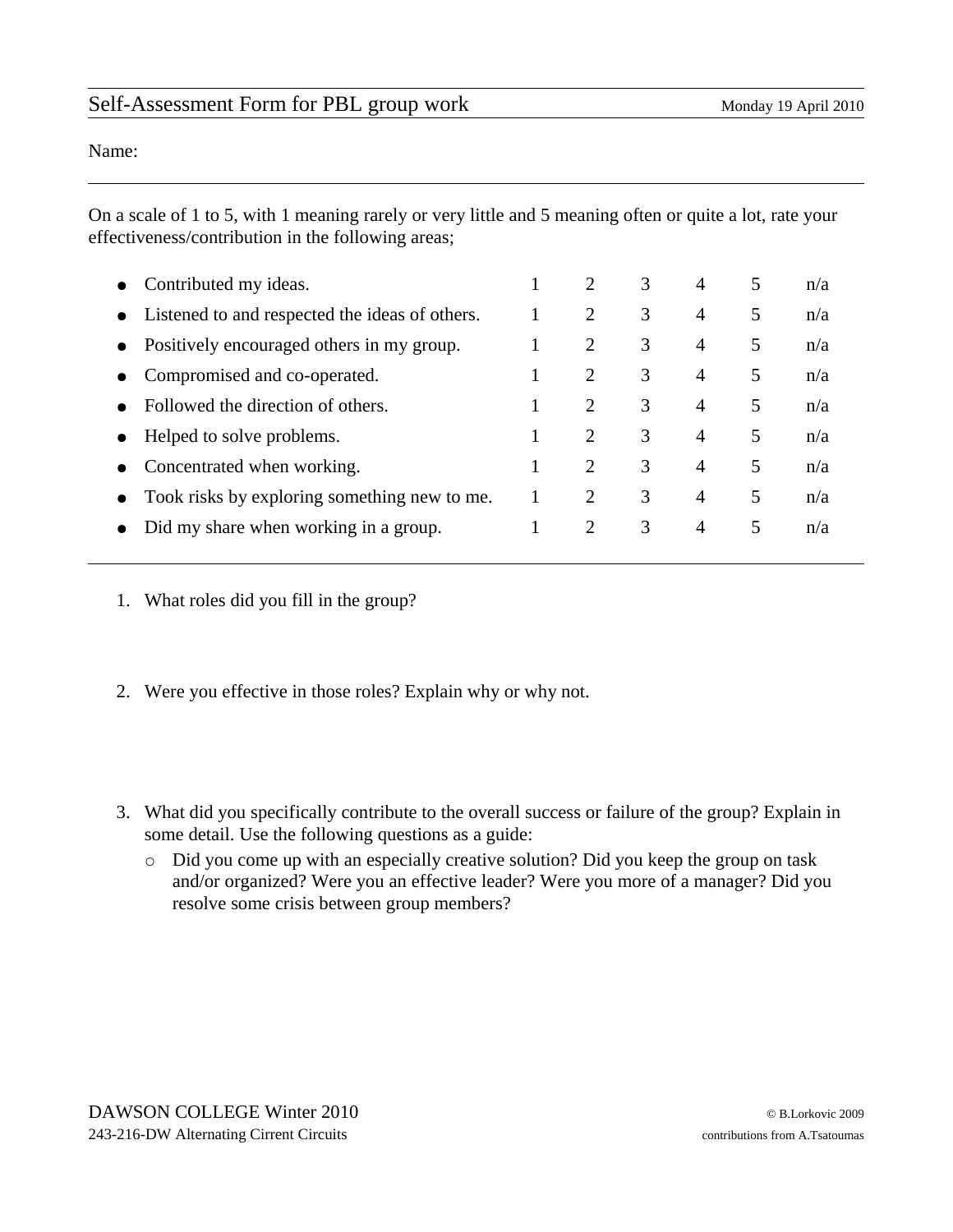# Self-Assessment Form for PBL group work

Monday 19 April 2010

Name:

On a scale of 1 to 5, with 1 meaning rarely or very little and 5 meaning often or quite a lot, rate your effectiveness/contribution in the following areas;

| | | | | | | |
|---|---|---|---|---|---|---|
| • Contributed my ideas. | 1 | 2 | 3 | 4 | 5 | n/a |
| • Listened to and respected the ideas of others. | 1 | 2 | 3 | 4 | 5 | n/a |
| • Positively encouraged others in my group. | 1 | 2 | 3 | 4 | 5 | n/a |
| • Compromised and co-operated. | 1 | 2 | 3 | 4 | 5 | n/a |
| • Followed the direction of others. | 1 | 2 | 3 | 4 | 5 | n/a |
| • Helped to solve problems. | 1 | 2 | 3 | 4 | 5 | n/a |
| • Concentrated when working. | 1 | 2 | 3 | 4 | 5 | n/a |
| • Took risks by exploring something new to me. | 1 | 2 | 3 | 4 | 5 | n/a |
| • Did my share when working in a group. | 1 | 2 | 3 | 4 | 5 | n/a |

1. What roles did you fill in the group?

2. Were you effective in those roles? Explain why or why not.

3. What did you specifically contribute to the overall success or failure of the group? Explain in some detail. Use the following questions as a guide:
   - Did you come up with an especially creative solution? Did you keep the group on task and/or organized? Were you an effective leader? Were you more of a manager? Did you resolve some crisis between group members?

DAWSON COLLEGE Winter 2010
243-216-DW Alternating Cirrent Circuits

© B.Lorkovic 2009
contributions from A.Tsatoumas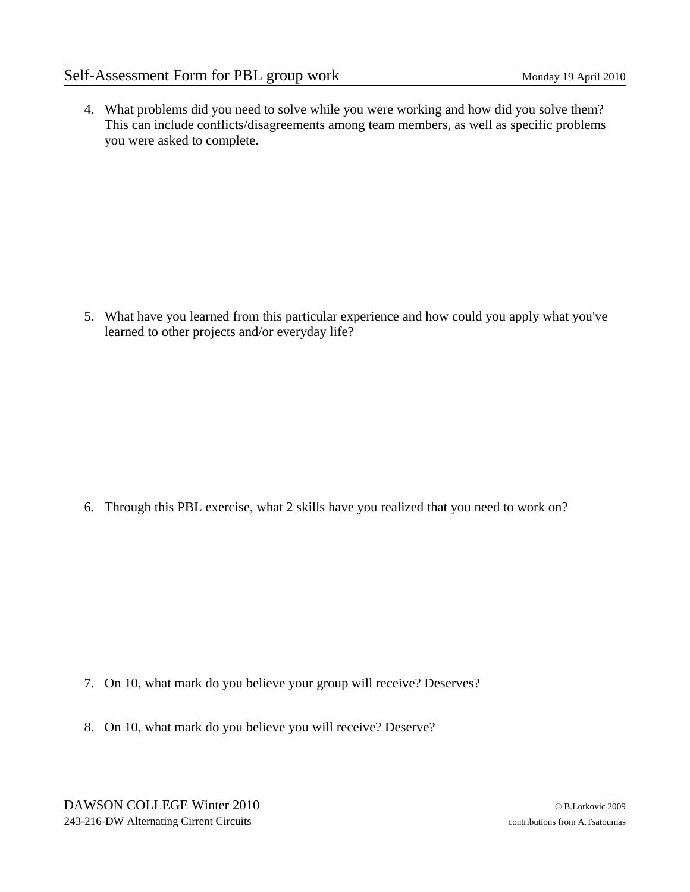4. What problems did you need to solve while you were working and how did you solve them? This can include conflicts/disagreements among team members, as well as specific problems you were asked to complete.

5. What have you learned from this particular experience and how could you apply what you've learned to other projects and/or everyday life?

6. Through this PBL exercise, what 2 skills have you realized that you need to work on?

7. On 10, what mark do you believe your group will receive? Deserves?

8. On 10, what mark do you believe you will receive? Deserve?